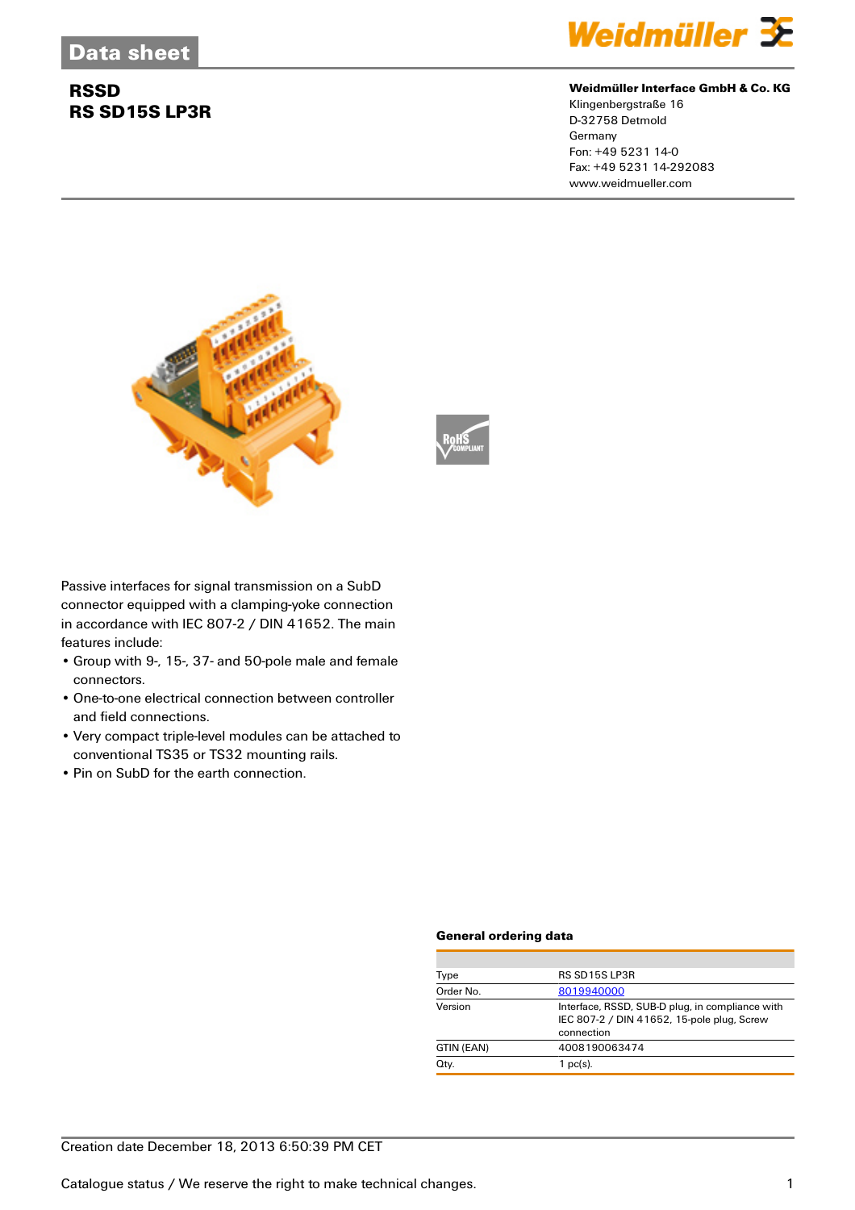# Data sheet

## RSSD
## RS SD15S LP3R

**Weidmüller Interface GmbH & Co. KG**
Klingenbergstraße 16
D-32758 Detmold
Germany
Fon: +49 5231 14-0
Fax: +49 5231 14-292083
www.weidmueller.com

Passive interfaces for signal transmission on a SubD connector equipped with a clamping-yoke connection in accordance with IEC 807-2 / DIN 41652. The main features include:

- Group with 9-, 15-, 37- and 50-pole male and female connectors.
- One-to-one electrical connection between controller and field connections.
- Very compact triple-level modules can be attached to conventional TS35 or TS32 mounting rails.
- Pin on SubD for the earth connection.

### General ordering data

| | |
|---|---|
| Type | RS SD15S LP3R |
| Order No. | 8019940000 |
| Version | Interface, RSSD, SUB-D plug, in compliance with IEC 807-2 / DIN 41652, 15-pole plug, Screw connection |
| GTIN (EAN) | 4008190063474 |
| Qty. | 1 pc(s). |

Creation date December 18, 2013 6:50:39 PM CET

Catalogue status / We reserve the right to make technical changes.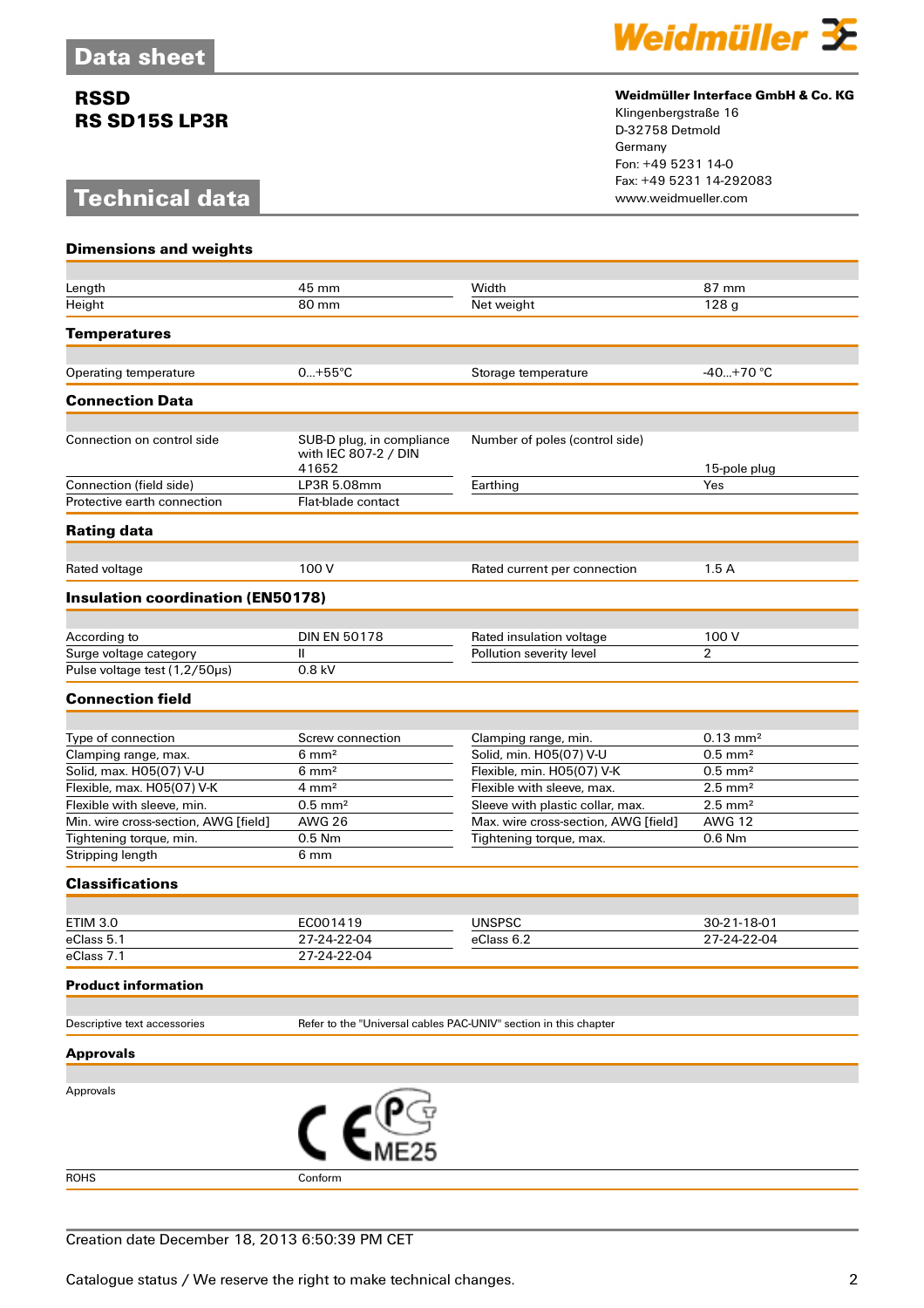# Data sheet

**RSSD**
**RS SD15S LP3R**

**Weidmüller Interface GmbH & Co. KG**
Klingenbergstraße 16
D-32758 Detmold
Germany
Fon: +49 5231 14-0
Fax: +49 5231 14-292083
www.weidmueller.com

# Technical data

## Dimensions and weights

| | | | |
|---|---|---|---|
| Length | 45 mm | Width | 87 mm |
| Height | 80 mm | Net weight | 128 g |

## Temperatures

| | | | |
|---|---|---|---|
| Operating temperature | 0...+55°C | Storage temperature | -40...+70 °C |

## Connection Data

| | | | |
|---|---|---|---|
| Connection on control side | SUB-D plug, in compliance with IEC 807-2 / DIN 41652 | Number of poles (control side) | 15-pole plug |
| Connection (field side) | LP3R 5.08mm | Earthing | Yes |
| Protective earth connection | Flat-blade contact | | |

## Rating data

| | | | |
|---|---|---|---|
| Rated voltage | 100 V | Rated current per connection | 1.5 A |

## Insulation coordination (EN50178)

| | | | |
|---|---|---|---|
| According to | DIN EN 50178 | Rated insulation voltage | 100 V |
| Surge voltage category | II | Pollution severity level | 2 |
| Pulse voltage test (1,2/50µs) | 0.8 kV | | |

## Connection field

| | | | |
|---|---|---|---|
| Type of connection | Screw connection | Clamping range, min. | 0.13 mm² |
| Clamping range, max. | 6 mm² | Solid, min. H05(07) V-U | 0.5 mm² |
| Solid, max. H05(07) V-U | 6 mm² | Flexible, min. H05(07) V-K | 0.5 mm² |
| Flexible, max. H05(07) V-K | 4 mm² | Flexible with sleeve, max. | 2.5 mm² |
| Flexible with sleeve, min. | 0.5 mm² | Sleeve with plastic collar, max. | 2.5 mm² |
| Min. wire cross-section, AWG [field] | AWG 26 | Max. wire cross-section, AWG [field] | AWG 12 |
| Tightening torque, min. | 0.5 Nm | Tightening torque, max. | 0.6 Nm |
| Stripping length | 6 mm | | |

## Classifications

| | | | |
|---|---|---|---|
| ETIM 3.0 | EC001419 | UNSPSC | 30-21-18-01 |
| eClass 5.1 | 27-24-22-04 | eClass 6.2 | 27-24-22-04 |
| eClass 7.1 | 27-24-22-04 | | |

## Product information

| | |
|---|---|
| Descriptive text accessories | Refer to the "Universal cables PAC-UNIV" section in this chapter |

## Approvals

| | |
|---|---|
| Approvals | CE ME25 |
| ROHS | Conform |

Creation date December 18, 2013 6:50:39 PM CET

Catalogue status / We reserve the right to make technical changes.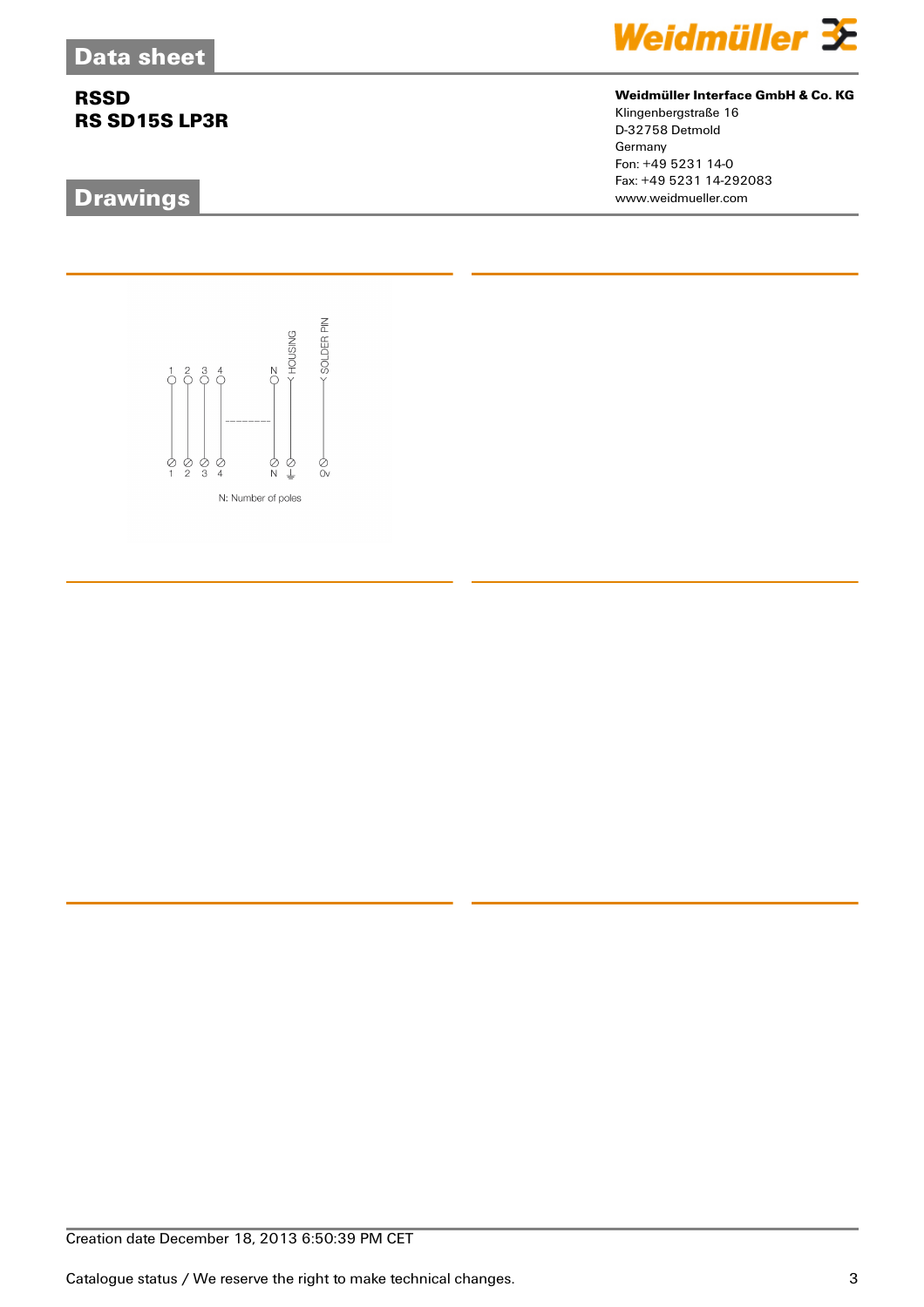# Data sheet

**RSSD**
**RS SD15S LP3R**

**Weidmüller Interface GmbH & Co. KG**
Klingenbergstraße 16
D-32758 Detmold
Germany
Fon: +49 5231 14-0
Fax: +49 5231 14-292083
www.weidmueller.com

## Drawings

1 2 3 4 N HOUSING SOLDER PIN

1 2 3 4 N 0v

N: Number of poles

Creation date December 18, 2013 6:50:39 PM CET

Catalogue status / We reserve the right to make technical changes.